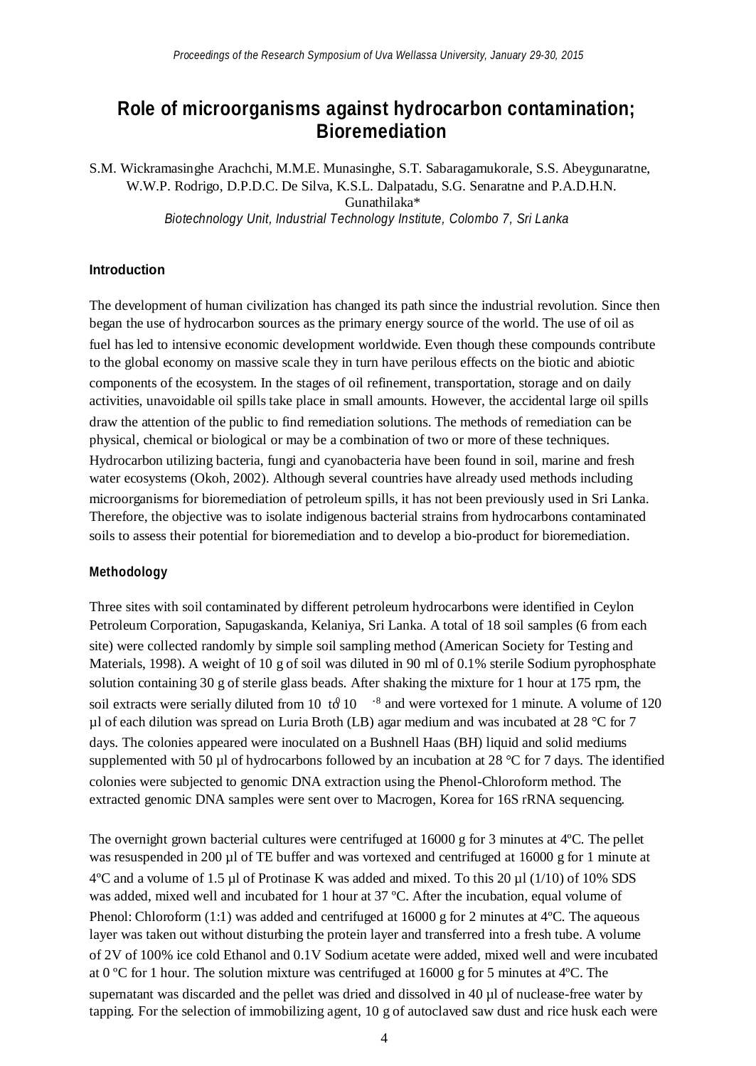# Role of microorganisms against hydrocarbon contamination; Bioremediation

S.M. Wickramasinghe Arachchi, M.M.E. Munasinghe, S.T. Sabaragamukorale, S.S. Abeygunaratne, W.W.P. Rodrigo, D.P.D.C. De Silva, K.S.L. Dalpatadu, S.G. Senaratne and P.A.D.H.N. Gunathilaka*

*Biotechnology Unit, Industrial Technology Institute, Colombo 7, Sri Lanka*

## Introduction

The development of human civilization has changed its path since the industrial revolution. Since then began the use of hydrocarbon sources as the primary energy source of the world. The use of oil as fuel has led to intensive economic development worldwide. Even though these compounds contribute to the global economy on massive scale they in turn have perilous effects on the biotic and abiotic components of the ecosystem. In the stages of oil refinement, transportation, storage and on daily activities, unavoidable oil spills take place in small amounts. However, the accidental large oil spills draw the attention of the public to find remediation solutions. The methods of remediation can be physical, chemical or biological or may be a combination of two or more of these techniques. Hydrocarbon utilizing bacteria, fungi and cyanobacteria have been found in soil, marine and fresh water ecosystems (Okoh, 2002). Although several countries have already used methods including microorganisms for bioremediation of petroleum spills, it has not been previously used in Sri Lanka. Therefore, the objective was to isolate indigenous bacterial strains from hydrocarbons contaminated soils to assess their potential for bioremediation and to develop a bio-product for bioremediation.

## Methodology

Three sites with soil contaminated by different petroleum hydrocarbons were identified in Ceylon Petroleum Corporation, Sapugaskanda, Kelaniya, Sri Lanka. A total of 18 soil samples (6 from each site) were collected randomly by simple soil sampling method (American Society for Testing and Materials, 1998). A weight of 10 g of soil was diluted in 90 ml of 0.1% sterile Sodium pyrophosphate solution containing 30 g of sterile glass beads. After shaking the mixture for 1 hour at 175 rpm, the soil extracts were serially diluted from $10^{0}$ to $10^{-8}$ and were vortexed for 1 minute. A volume of 120 µl of each dilution was spread on Luria Broth (LB) agar medium and was incubated at 28 °C for 7 days. The colonies appeared were inoculated on a Bushnell Haas (BH) liquid and solid mediums supplemented with 50 µl of hydrocarbons followed by an incubation at 28 °C for 7 days. The identified colonies were subjected to genomic DNA extraction using the Phenol-Chloroform method. The extracted genomic DNA samples were sent over to Macrogen, Korea for 16S rRNA sequencing.

The overnight grown bacterial cultures were centrifuged at 16000 g for 3 minutes at 4ºC. The pellet was resuspended in 200 µl of TE buffer and was vortexed and centrifuged at 16000 g for 1 minute at 4ºC and a volume of 1.5 µl of Protinase K was added and mixed. To this 20 µl (1/10) of 10% SDS was added, mixed well and incubated for 1 hour at 37 ºC. After the incubation, equal volume of Phenol: Chloroform (1:1) was added and centrifuged at 16000 g for 2 minutes at 4ºC. The aqueous layer was taken out without disturbing the protein layer and transferred into a fresh tube. A volume of 2V of 100% ice cold Ethanol and 0.1V Sodium acetate were added, mixed well and were incubated at 0 ºC for 1 hour. The solution mixture was centrifuged at 16000 g for 5 minutes at 4ºC. The supernatant was discarded and the pellet was dried and dissolved in 40 µl of nuclease-free water by tapping. For the selection of immobilizing agent, 10 g of autoclaved saw dust and rice husk each were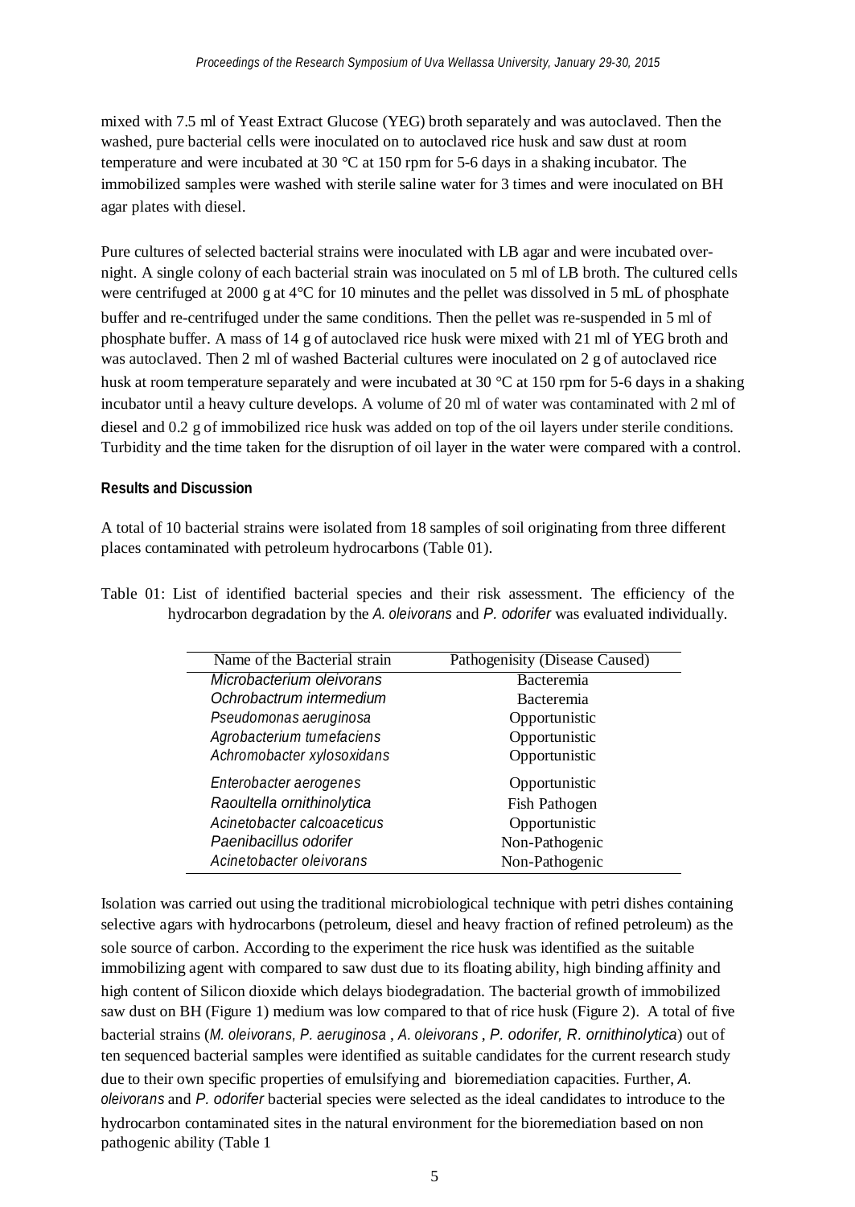mixed with 7.5 ml of Yeast Extract Glucose (YEG) broth separately and was autoclaved. Then the washed, pure bacterial cells were inoculated on to autoclaved rice husk and saw dust at room temperature and were incubated at 30 °C at 150 rpm for 5-6 days in a shaking incubator. The immobilized samples were washed with sterile saline water for 3 times and were inoculated on BH agar plates with diesel.

Pure cultures of selected bacterial strains were inoculated with LB agar and were incubated over-night. A single colony of each bacterial strain was inoculated on 5 ml of LB broth. The cultured cells were centrifuged at 2000 g at 4°C for 10 minutes and the pellet was dissolved in 5 mL of phosphate buffer and re-centrifuged under the same conditions. Then the pellet was re-suspended in 5 ml of phosphate buffer. A mass of 14 g of autoclaved rice husk were mixed with 21 ml of YEG broth and was autoclaved. Then 2 ml of washed Bacterial cultures were inoculated on 2 g of autoclaved rice husk at room temperature separately and were incubated at 30 °C at 150 rpm for 5-6 days in a shaking incubator until a heavy culture develops. A volume of 20 ml of water was contaminated with 2 ml of diesel and 0.2 g of immobilized rice husk was added on top of the oil layers under sterile conditions. Turbidity and the time taken for the disruption of oil layer in the water were compared with a control.

## Results and Discussion

A total of 10 bacterial strains were isolated from 18 samples of soil originating from three different places contaminated with petroleum hydrocarbons (Table 01).

Table 01: List of identified bacterial species and their risk assessment. The efficiency of the hydrocarbon degradation by the *A. oleivorans* and *P. odorifer* was evaluated individually.

| Name of the Bacterial strain | Pathogenisity (Disease Caused) |
|---|---|
| *Microbacterium oleivorans* | Bacteremia |
| *Ochrobactrum intermedium* | Bacteremia |
| *Pseudomonas aeruginosa* | Opportunistic |
| *Agrobacterium tumefaciens* | Opportunistic |
| *Achromobacter xylosoxidans* | Opportunistic |
| *Enterobacter aerogenes* | Opportunistic |
| *Raoultella ornithinolytica* | Fish Pathogen |
| *Acinetobacter calcoaceticus* | Opportunistic |
| *Paenibacillus odorifer* | Non-Pathogenic |
| *Acinetobacter oleivorans* | Non-Pathogenic |

Isolation was carried out using the traditional microbiological technique with petri dishes containing selective agars with hydrocarbons (petroleum, diesel and heavy fraction of refined petroleum) as the sole source of carbon. According to the experiment the rice husk was identified as the suitable immobilizing agent with compared to saw dust due to its floating ability, high binding affinity and high content of Silicon dioxide which delays biodegradation. The bacterial growth of immobilized saw dust on BH (Figure 1) medium was low compared to that of rice husk (Figure 2). A total of five bacterial strains (*M. oleivorans, P. aeruginosa* , *A. oleivorans* , *P. odorifer, R. ornithinolytica*) out of ten sequenced bacterial samples were identified as suitable candidates for the current research study due to their own specific properties of emulsifying and bioremediation capacities. Further, *A. oleivorans* and *P. odorifer* bacterial species were selected as the ideal candidates to introduce to the hydrocarbon contaminated sites in the natural environment for the bioremediation based on non pathogenic ability (Table 1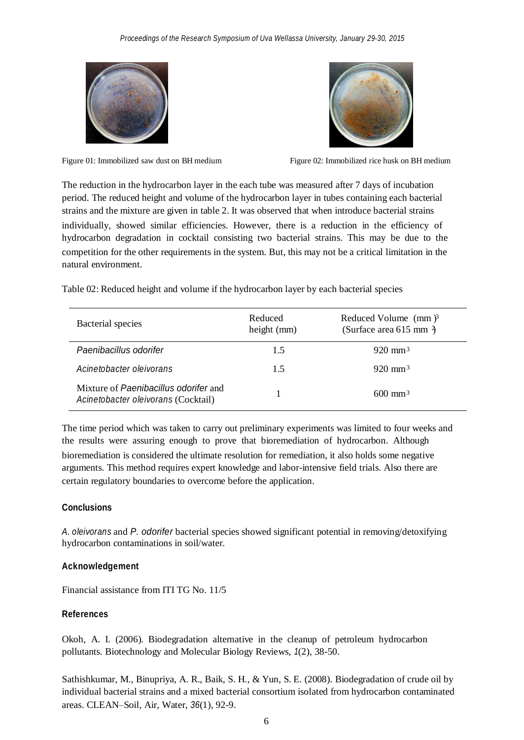Figure 01: Immobilized saw dust on BH medium

Figure 02: Immobilized rice husk on BH medium

The reduction in the hydrocarbon layer in the each tube was measured after 7 days of incubation period. The reduced height and volume of the hydrocarbon layer in tubes containing each bacterial strains and the mixture are given in table 2. It was observed that when introduce bacterial strains individually, showed similar efficiencies. However, there is a reduction in the efficiency of hydrocarbon degradation in cocktail consisting two bacterial strains. This may be due to the competition for the other requirements in the system. But, this may not be a critical limitation in the natural environment.

Table 02: Reduced height and volume if the hydrocarbon layer by each bacterial species

| Bacterial species | Reduced height (mm) | Reduced Volume $(mm)^3$ (Surface area 615 $mm^2$) |
|---|---|---|
| *Paenibacillus odorifer* | 1.5 | 920 $mm^3$ |
| *Acinetobacter oleivorans* | 1.5 | 920 $mm^3$ |
| Mixture of *Paenibacillus odorifer* and *Acinetobacter oleivorans* (Cocktail) | 1 | 600 $mm^3$ |

The time period which was taken to carry out preliminary experiments was limited to four weeks and the results were assuring enough to prove that bioremediation of hydrocarbon. Although bioremediation is considered the ultimate resolution for remediation, it also holds some negative arguments. This method requires expert knowledge and labor-intensive field trials. Also there are certain regulatory boundaries to overcome before the application.

## Conclusions

*A. oleivorans* and *P. odorifer* bacterial species showed significant potential in removing/detoxifying hydrocarbon contaminations in soil/water.

## Acknowledgement

Financial assistance from ITI TG No. 11/5

## References

Okoh, A. I. (2006). Biodegradation alternative in the cleanup of petroleum hydrocarbon pollutants. Biotechnology and Molecular Biology Reviews, *1*(2), 38-50.

Sathishkumar, M., Binupriya, A. R., Baik, S. H., & Yun, S. E. (2008). Biodegradation of crude oil by individual bacterial strains and a mixed bacterial consortium isolated from hydrocarbon contaminated areas. CLEAN–Soil, Air, Water, *36*(1), 92-9.